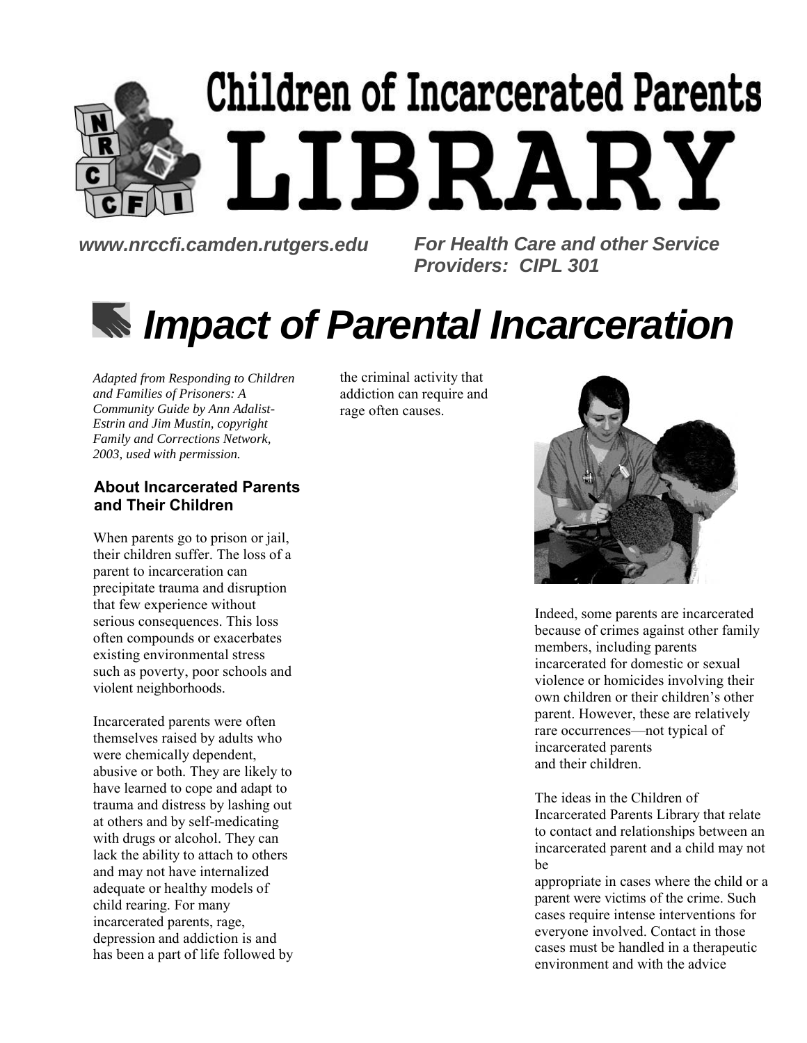# Children of Incarcerated Parents LIBRARY

***www.nrccfi.camden.rutgers.edu***

***For Health Care and other Service Providers: CIPL 301***

# *Impact of Parental Incarceration*

*Adapted from Responding to Children and Families of Prisoners: A Community Guide by Ann Adalist-Estrin and Jim Mustin, copyright Family and Corrections Network, 2003, used with permission.*

### About Incarcerated Parents and Their Children

When parents go to prison or jail, their children suffer. The loss of a parent to incarceration can precipitate trauma and disruption that few experience without serious consequences. This loss often compounds or exacerbates existing environmental stress such as poverty, poor schools and violent neighborhoods.

Incarcerated parents were often themselves raised by adults who were chemically dependent, abusive or both. They are likely to have learned to cope and adapt to trauma and distress by lashing out at others and by self-medicating with drugs or alcohol. They can lack the ability to attach to others and may not have internalized adequate or healthy models of child rearing. For many incarcerated parents, rage, depression and addiction is and has been a part of life followed by the criminal activity that addiction can require and rage often causes.

Indeed, some parents are incarcerated because of crimes against other family members, including parents incarcerated for domestic or sexual violence or homicides involving their own children or their children's other parent. However, these are relatively rare occurrences—not typical of incarcerated parents and their children.

The ideas in the Children of Incarcerated Parents Library that relate to contact and relationships between an incarcerated parent and a child may not be appropriate in cases where the child or a parent were victims of the crime. Such cases require intense interventions for everyone involved. Contact in those cases must be handled in a therapeutic environment and with the advice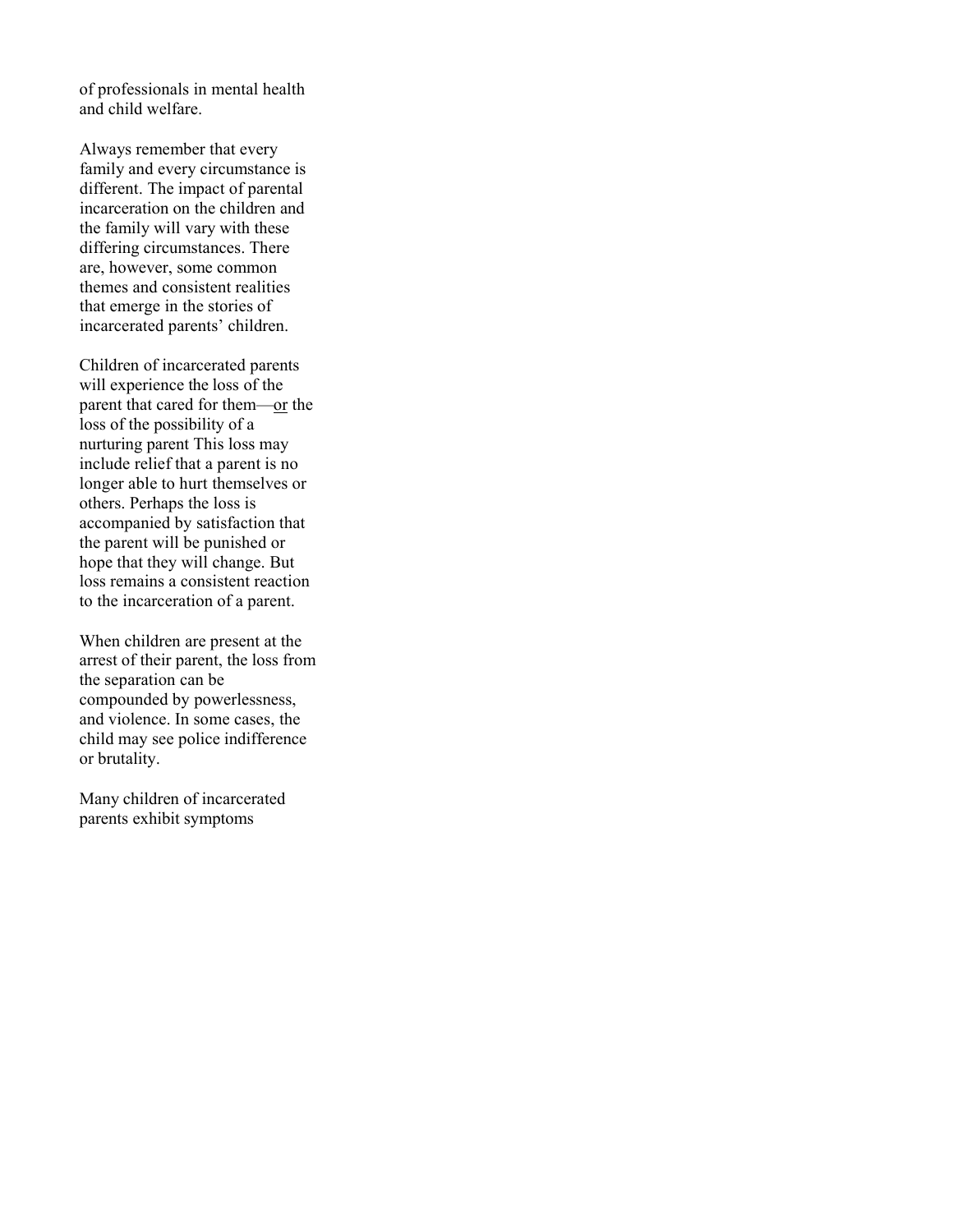of professionals in mental health and child welfare.

Always remember that every family and every circumstance is different. The impact of parental incarceration on the children and the family will vary with these differing circumstances. There are, however, some common themes and consistent realities that emerge in the stories of incarcerated parents' children.

Children of incarcerated parents will experience the loss of the parent that cared for them—<u>or</u> the loss of the possibility of a nurturing parent This loss may include relief that a parent is no longer able to hurt themselves or others. Perhaps the loss is accompanied by satisfaction that the parent will be punished or hope that they will change. But loss remains a consistent reaction to the incarceration of a parent.

When children are present at the arrest of their parent, the loss from the separation can be compounded by powerlessness, and violence. In some cases, the child may see police indifference or brutality.

Many children of incarcerated parents exhibit symptoms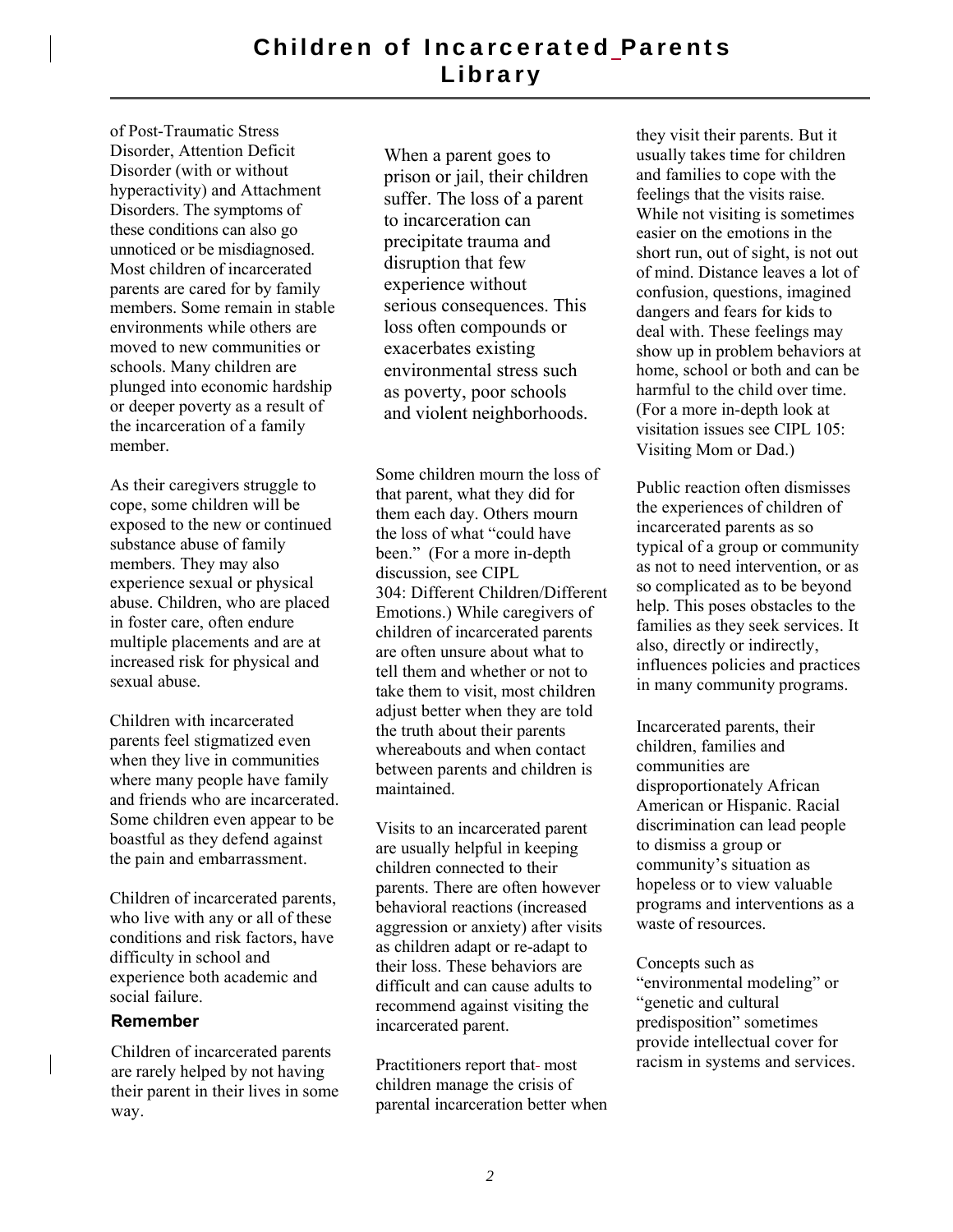of Post-Traumatic Stress Disorder, Attention Deficit Disorder (with or without hyperactivity) and Attachment Disorders. The symptoms of these conditions can also go unnoticed or be misdiagnosed. Most children of incarcerated parents are cared for by family members. Some remain in stable environments while others are moved to new communities or schools. Many children are plunged into economic hardship or deeper poverty as a result of the incarceration of a family member.

As their caregivers struggle to cope, some children will be exposed to the new or continued substance abuse of family members. They may also experience sexual or physical abuse. Children, who are placed in foster care, often endure multiple placements and are at increased risk for physical and sexual abuse.

Children with incarcerated parents feel stigmatized even when they live in communities where many people have family and friends who are incarcerated. Some children even appear to be boastful as they defend against the pain and embarrassment.

Children of incarcerated parents, who live with any or all of these conditions and risk factors, have difficulty in school and experience both academic and social failure.

**Remember**

Children of incarcerated parents are rarely helped by not having their parent in their lives in some way.

When a parent goes to prison or jail, their children suffer. The loss of a parent to incarceration can precipitate trauma and disruption that few experience without serious consequences. This loss often compounds or exacerbates existing environmental stress such as poverty, poor schools and violent neighborhoods.

Some children mourn the loss of that parent, what they did for them each day. Others mourn the loss of what "could have been." (For a more in-depth discussion, see CIPL 304: Different Children/Different Emotions.) While caregivers of children of incarcerated parents are often unsure about what to tell them and whether or not to take them to visit, most children adjust better when they are told the truth about their parents whereabouts and when contact between parents and children is maintained.

Visits to an incarcerated parent are usually helpful in keeping children connected to their parents. There are often however behavioral reactions (increased aggression or anxiety) after visits as children adapt or re-adapt to their loss. These behaviors are difficult and can cause adults to recommend against visiting the incarcerated parent.

Practitioners report that most children manage the crisis of parental incarceration better when they visit their parents. But it usually takes time for children and families to cope with the feelings that the visits raise. While not visiting is sometimes easier on the emotions in the short run, out of sight, is not out of mind. Distance leaves a lot of confusion, questions, imagined dangers and fears for kids to deal with. These feelings may show up in problem behaviors at home, school or both and can be harmful to the child over time. (For a more in-depth look at visitation issues see CIPL 105: Visiting Mom or Dad.)

Public reaction often dismisses the experiences of children of incarcerated parents as so typical of a group or community as not to need intervention, or as so complicated as to be beyond help. This poses obstacles to the families as they seek services. It also, directly or indirectly, influences policies and practices in many community programs.

Incarcerated parents, their children, families and communities are disproportionately African American or Hispanic. Racial discrimination can lead people to dismiss a group or community's situation as hopeless or to view valuable programs and interventions as a waste of resources.

Concepts such as "environmental modeling" or "genetic and cultural predisposition" sometimes provide intellectual cover for racism in systems and services.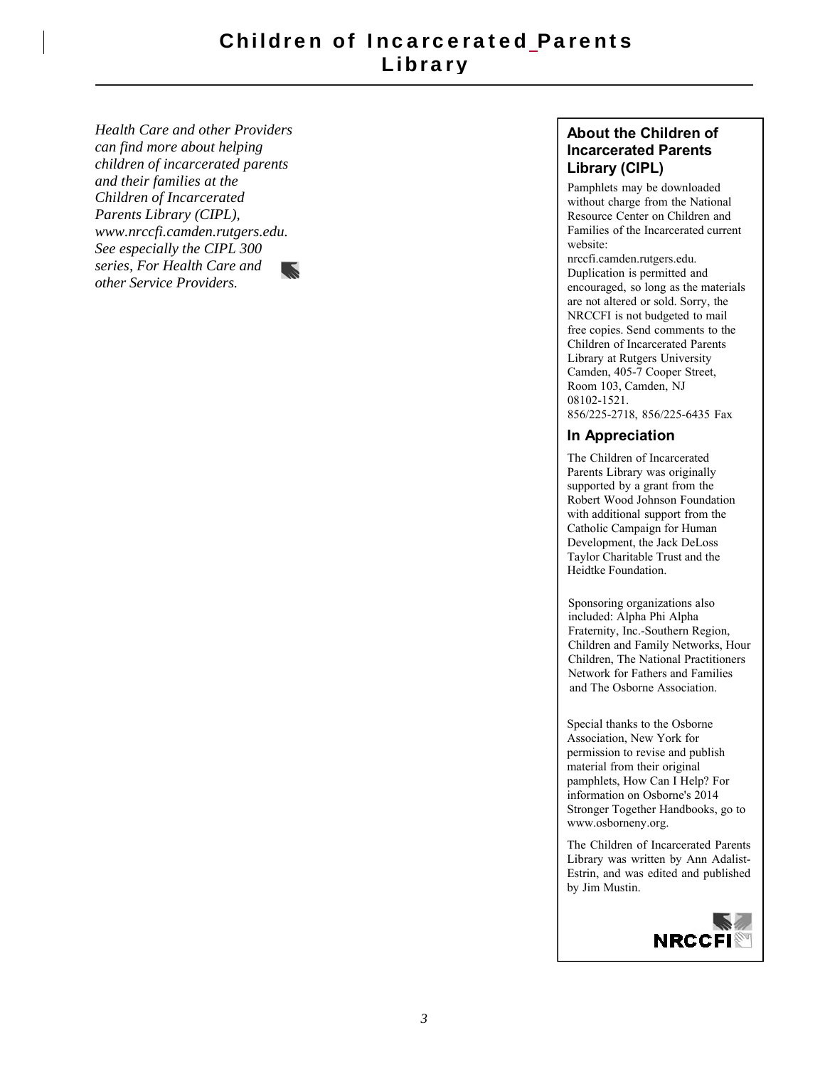# Children of Incarcerated Parents Library

*Health Care and other Providers can find more about helping children of incarcerated parents and their families at the Children of Incarcerated Parents Library (CIPL), www.nrccfi.camden.rutgers.edu. See especially the CIPL 300 series, For Health Care and other Service Providers.*

## About the Children of Incarcerated Parents Library (CIPL)

Pamphlets may be downloaded without charge from the National Resource Center on Children and Families of the Incarcerated current website: nrccfi.camden.rutgers.edu. Duplication is permitted and encouraged, so long as the materials are not altered or sold. Sorry, the NRCCFI is not budgeted to mail free copies. Send comments to the Children of Incarcerated Parents Library at Rutgers University Camden, 405-7 Cooper Street, Room 103, Camden, NJ 08102-1521. 856/225-2718, 856/225-6435 Fax

## In Appreciation

The Children of Incarcerated Parents Library was originally supported by a grant from the Robert Wood Johnson Foundation with additional support from the Catholic Campaign for Human Development, the Jack DeLoss Taylor Charitable Trust and the Heidtke Foundation.

Sponsoring organizations also included: Alpha Phi Alpha Fraternity, Inc.-Southern Region, Children and Family Networks, Hour Children, The National Practitioners Network for Fathers and Families and The Osborne Association.

Special thanks to the Osborne Association, New York for permission to revise and publish material from their original pamphlets, How Can I Help? For information on Osborne's 2014 Stronger Together Handbooks, go to www.osborneny.org.

The Children of Incarcerated Parents Library was written by Ann Adalist-Estrin, and was edited and published by Jim Mustin.

NRCCFI